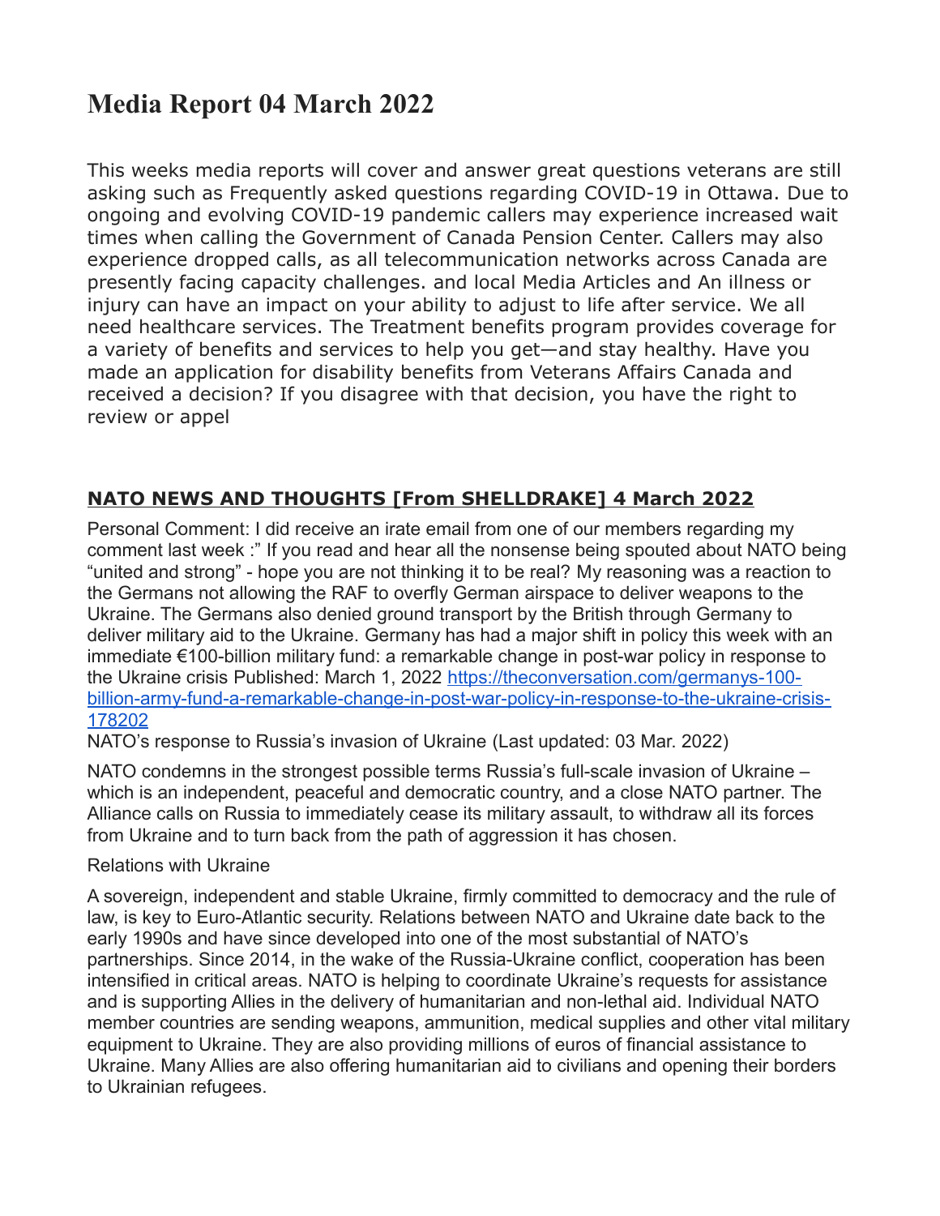# Media Report 04 March 2022

This weeks media reports will cover and answer great questions veterans are still asking such as Frequently asked questions regarding COVID-19 in Ottawa. Due to ongoing and evolving COVID-19 pandemic callers may experience increased wait times when calling the Government of Canada Pension Center. Callers may also experience dropped calls, as all telecommunication networks across Canada are presently facing capacity challenges. and local Media Articles and An illness or injury can have an impact on your ability to adjust to life after service. We all need healthcare services. The Treatment benefits program provides coverage for a variety of benefits and services to help you get—and stay healthy. Have you made an application for disability benefits from Veterans Affairs Canada and received a decision? If you disagree with that decision, you have the right to review or appel

## NATO NEWS AND THOUGHTS [From SHELLDRAKE] 4 March 2022

Personal Comment: I did receive an irate email from one of our members regarding my comment last week :" If you read and hear all the nonsense being spouted about NATO being "united and strong" - hope you are not thinking it to be real? My reasoning was a reaction to the Germans not allowing the RAF to overfly German airspace to deliver weapons to the Ukraine. The Germans also denied ground transport by the British through Germany to deliver military aid to the Ukraine. Germany has had a major shift in policy this week with an immediate €100-billion military fund: a remarkable change in post-war policy in response to the Ukraine crisis Published: March 1, 2022 [https://theconversation.com/germanys-100-billion-army-fund-a-remarkable-change-in-post-war-policy-in-response-to-the-ukraine-crisis-178202](https://theconversation.com/germanys-100-billion-army-fund-a-remarkable-change-in-post-war-policy-in-response-to-the-ukraine-crisis-178202)

NATO's response to Russia's invasion of Ukraine (Last updated: 03 Mar. 2022)

NATO condemns in the strongest possible terms Russia's full-scale invasion of Ukraine – which is an independent, peaceful and democratic country, and a close NATO partner. The Alliance calls on Russia to immediately cease its military assault, to withdraw all its forces from Ukraine and to turn back from the path of aggression it has chosen.

Relations with Ukraine

A sovereign, independent and stable Ukraine, firmly committed to democracy and the rule of law, is key to Euro-Atlantic security. Relations between NATO and Ukraine date back to the early 1990s and have since developed into one of the most substantial of NATO's partnerships. Since 2014, in the wake of the Russia-Ukraine conflict, cooperation has been intensified in critical areas. NATO is helping to coordinate Ukraine's requests for assistance and is supporting Allies in the delivery of humanitarian and non-lethal aid. Individual NATO member countries are sending weapons, ammunition, medical supplies and other vital military equipment to Ukraine. They are also providing millions of euros of financial assistance to Ukraine. Many Allies are also offering humanitarian aid to civilians and opening their borders to Ukrainian refugees.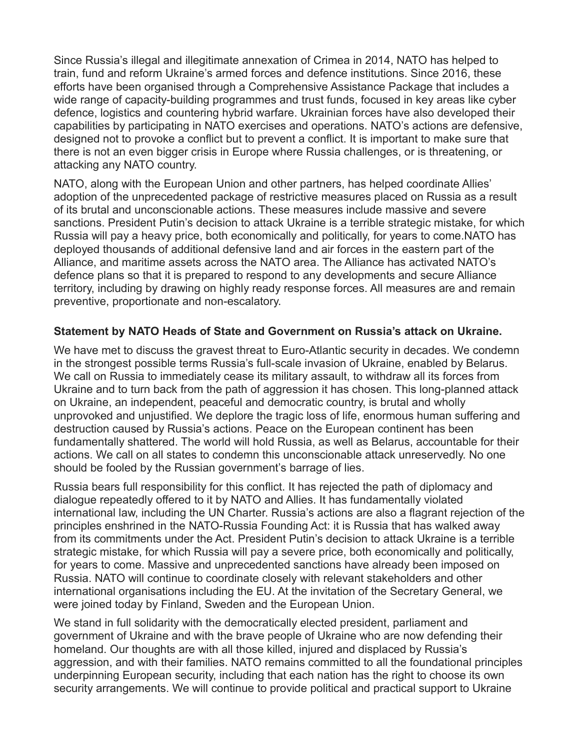Since Russia's illegal and illegitimate annexation of Crimea in 2014, NATO has helped to train, fund and reform Ukraine's armed forces and defence institutions. Since 2016, these efforts have been organised through a Comprehensive Assistance Package that includes a wide range of capacity-building programmes and trust funds, focused in key areas like cyber defence, logistics and countering hybrid warfare. Ukrainian forces have also developed their capabilities by participating in NATO exercises and operations. NATO's actions are defensive, designed not to provoke a conflict but to prevent a conflict. It is important to make sure that there is not an even bigger crisis in Europe where Russia challenges, or is threatening, or attacking any NATO country.

NATO, along with the European Union and other partners, has helped coordinate Allies' adoption of the unprecedented package of restrictive measures placed on Russia as a result of its brutal and unconscionable actions. These measures include massive and severe sanctions. President Putin's decision to attack Ukraine is a terrible strategic mistake, for which Russia will pay a heavy price, both economically and politically, for years to come.NATO has deployed thousands of additional defensive land and air forces in the eastern part of the Alliance, and maritime assets across the NATO area. The Alliance has activated NATO's defence plans so that it is prepared to respond to any developments and secure Alliance territory, including by drawing on highly ready response forces. All measures are and remain preventive, proportionate and non-escalatory.

**Statement by NATO Heads of State and Government on Russia's attack on Ukraine.**

We have met to discuss the gravest threat to Euro-Atlantic security in decades. We condemn in the strongest possible terms Russia's full-scale invasion of Ukraine, enabled by Belarus. We call on Russia to immediately cease its military assault, to withdraw all its forces from Ukraine and to turn back from the path of aggression it has chosen. This long-planned attack on Ukraine, an independent, peaceful and democratic country, is brutal and wholly unprovoked and unjustified. We deplore the tragic loss of life, enormous human suffering and destruction caused by Russia's actions. Peace on the European continent has been fundamentally shattered. The world will hold Russia, as well as Belarus, accountable for their actions. We call on all states to condemn this unconscionable attack unreservedly. No one should be fooled by the Russian government's barrage of lies.

Russia bears full responsibility for this conflict. It has rejected the path of diplomacy and dialogue repeatedly offered to it by NATO and Allies. It has fundamentally violated international law, including the UN Charter. Russia's actions are also a flagrant rejection of the principles enshrined in the NATO-Russia Founding Act: it is Russia that has walked away from its commitments under the Act. President Putin's decision to attack Ukraine is a terrible strategic mistake, for which Russia will pay a severe price, both economically and politically, for years to come. Massive and unprecedented sanctions have already been imposed on Russia. NATO will continue to coordinate closely with relevant stakeholders and other international organisations including the EU. At the invitation of the Secretary General, we were joined today by Finland, Sweden and the European Union.

We stand in full solidarity with the democratically elected president, parliament and government of Ukraine and with the brave people of Ukraine who are now defending their homeland. Our thoughts are with all those killed, injured and displaced by Russia's aggression, and with their families. NATO remains committed to all the foundational principles underpinning European security, including that each nation has the right to choose its own security arrangements. We will continue to provide political and practical support to Ukraine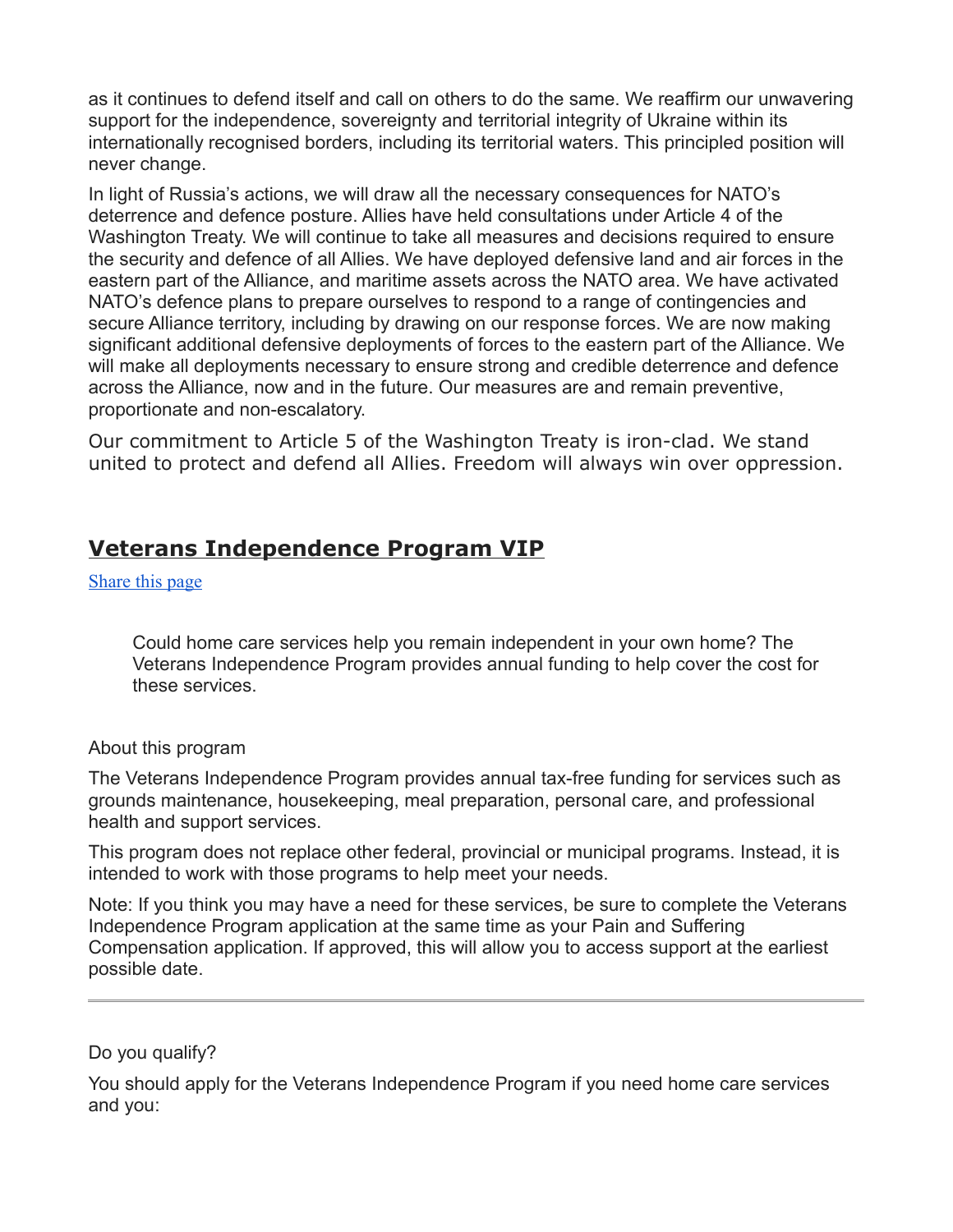as it continues to defend itself and call on others to do the same. We reaffirm our unwavering support for the independence, sovereignty and territorial integrity of Ukraine within its internationally recognised borders, including its territorial waters. This principled position will never change.

In light of Russia's actions, we will draw all the necessary consequences for NATO's deterrence and defence posture. Allies have held consultations under Article 4 of the Washington Treaty. We will continue to take all measures and decisions required to ensure the security and defence of all Allies. We have deployed defensive land and air forces in the eastern part of the Alliance, and maritime assets across the NATO area. We have activated NATO's defence plans to prepare ourselves to respond to a range of contingencies and secure Alliance territory, including by drawing on our response forces. We are now making significant additional defensive deployments of forces to the eastern part of the Alliance. We will make all deployments necessary to ensure strong and credible deterrence and defence across the Alliance, now and in the future. Our measures are and remain preventive, proportionate and non-escalatory.

Our commitment to Article 5 of the Washington Treaty is iron-clad. We stand united to protect and defend all Allies. Freedom will always win over oppression.

## Veterans Independence Program VIP

Share this page

> Could home care services help you remain independent in your own home? The Veterans Independence Program provides annual funding to help cover the cost for these services.

About this program

The Veterans Independence Program provides annual tax-free funding for services such as grounds maintenance, housekeeping, meal preparation, personal care, and professional health and support services.

This program does not replace other federal, provincial or municipal programs. Instead, it is intended to work with those programs to help meet your needs.

Note: If you think you may have a need for these services, be sure to complete the Veterans Independence Program application at the same time as your Pain and Suffering Compensation application. If approved, this will allow you to access support at the earliest possible date.

---

Do you qualify?

You should apply for the Veterans Independence Program if you need home care services and you: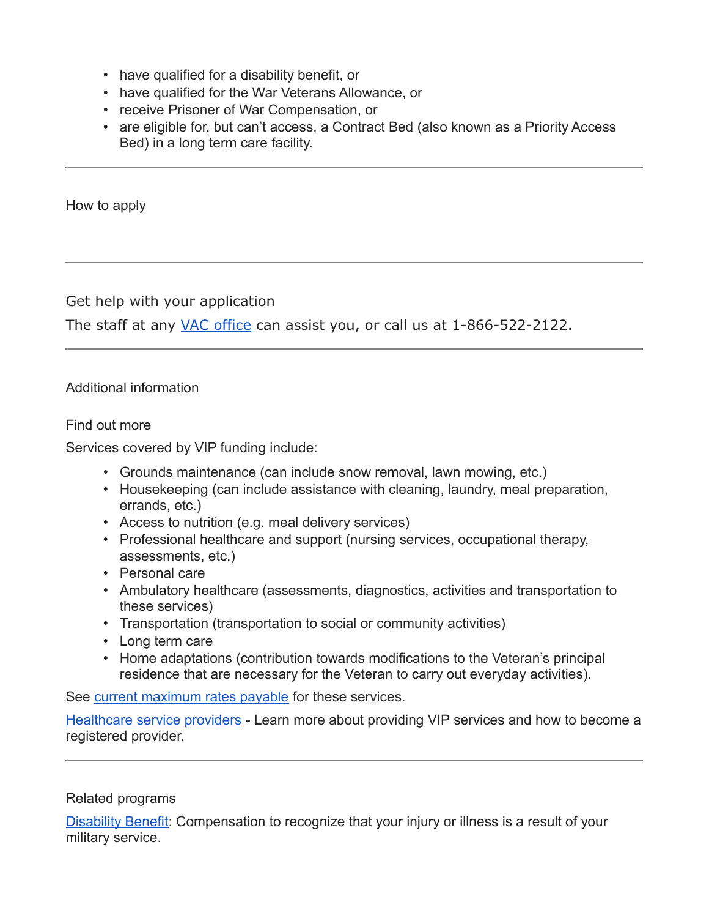- have qualified for a disability benefit, or
- have qualified for the War Veterans Allowance, or
- receive Prisoner of War Compensation, or
- are eligible for, but can't access, a Contract Bed (also known as a Priority Access Bed) in a long term care facility.

---

## How to apply

---

### Get help with your application

The staff at any VAC office can assist you, or call us at 1-866-522-2122.

---

## Additional information

### Find out more

Services covered by VIP funding include:

- Grounds maintenance (can include snow removal, lawn mowing, etc.)
- Housekeeping (can include assistance with cleaning, laundry, meal preparation, errands, etc.)
- Access to nutrition (e.g. meal delivery services)
- Professional healthcare and support (nursing services, occupational therapy, assessments, etc.)
- Personal care
- Ambulatory healthcare (assessments, diagnostics, activities and transportation to these services)
- Transportation (transportation to social or community activities)
- Long term care
- Home adaptations (contribution towards modifications to the Veteran's principal residence that are necessary for the Veteran to carry out everyday activities).

See current maximum rates payable for these services.

Healthcare service providers - Learn more about providing VIP services and how to become a registered provider.

---

## Related programs

Disability Benefit: Compensation to recognize that your injury or illness is a result of your military service.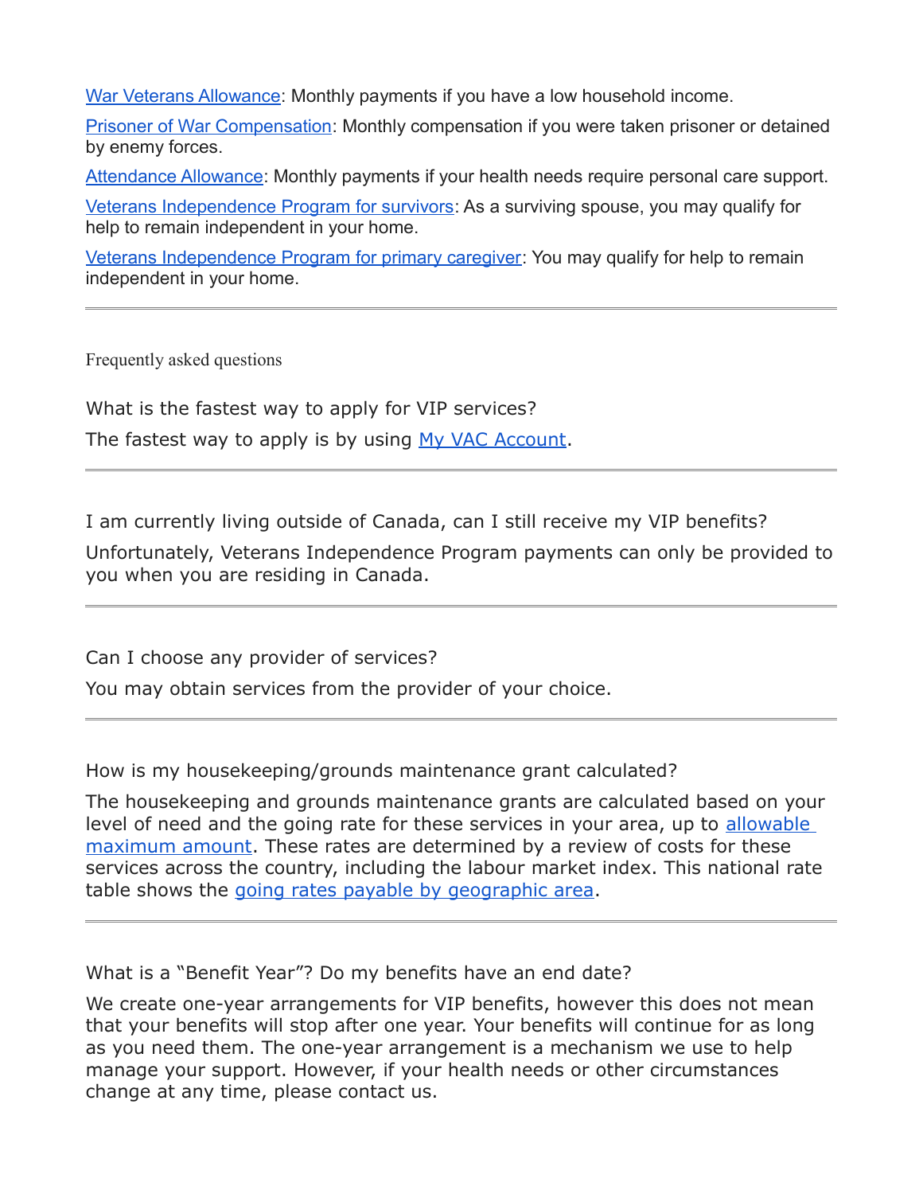War Veterans Allowance: Monthly payments if you have a low household income.

Prisoner of War Compensation: Monthly compensation if you were taken prisoner or detained by enemy forces.

Attendance Allowance: Monthly payments if your health needs require personal care support.

Veterans Independence Program for survivors: As a surviving spouse, you may qualify for help to remain independent in your home.

Veterans Independence Program for primary caregiver: You may qualify for help to remain independent in your home.

---

## Frequently asked questions

### What is the fastest way to apply for VIP services?

The fastest way to apply is by using My VAC Account.

---

### I am currently living outside of Canada, can I still receive my VIP benefits?

Unfortunately, Veterans Independence Program payments can only be provided to you when you are residing in Canada.

---

### Can I choose any provider of services?

You may obtain services from the provider of your choice.

---

### How is my housekeeping/grounds maintenance grant calculated?

The housekeeping and grounds maintenance grants are calculated based on your level of need and the going rate for these services in your area, up to allowable maximum amount. These rates are determined by a review of costs for these services across the country, including the labour market index. This national rate table shows the going rates payable by geographic area.

---

### What is a "Benefit Year"? Do my benefits have an end date?

We create one-year arrangements for VIP benefits, however this does not mean that your benefits will stop after one year. Your benefits will continue for as long as you need them. The one-year arrangement is a mechanism we use to help manage your support. However, if your health needs or other circumstances change at any time, please contact us.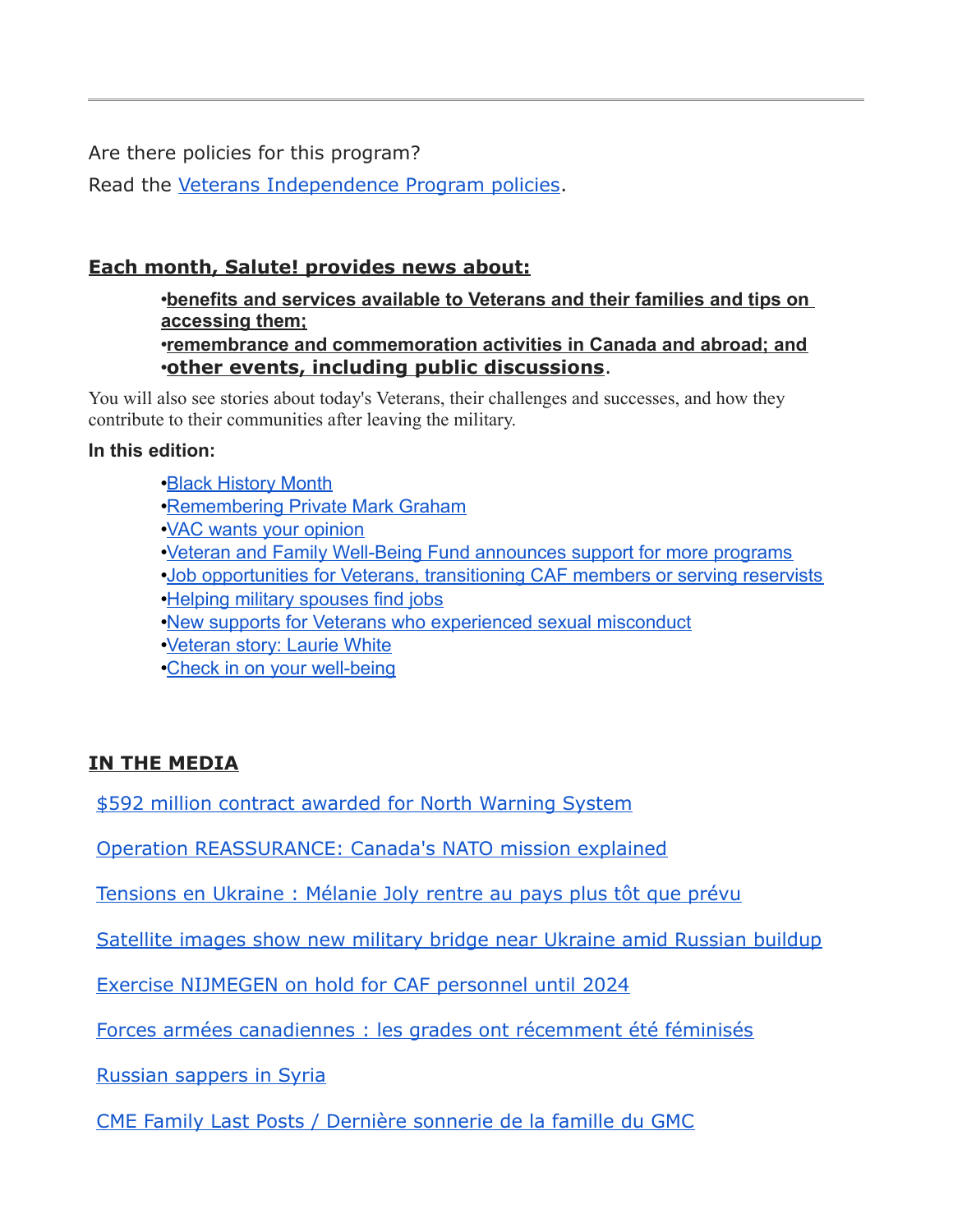---

Are there policies for this program?

Read the Veterans Independence Program policies.

**Each month, Salute! provides news about:**

- **benefits and services available to Veterans and their families and tips on accessing them;**
- **remembrance and commemoration activities in Canada and abroad; and**
- **other events, including public discussions**.

You will also see stories about today's Veterans, their challenges and successes, and how they contribute to their communities after leaving the military.

**In this edition:**

- Black History Month
- Remembering Private Mark Graham
- VAC wants your opinion
- Veteran and Family Well-Being Fund announces support for more programs
- Job opportunities for Veterans, transitioning CAF members or serving reservists
- Helping military spouses find jobs
- New supports for Veterans who experienced sexual misconduct
- Veteran story: Laurie White
- Check in on your well-being

**IN THE MEDIA**

$592 million contract awarded for North Warning System

Operation REASSURANCE: Canada's NATO mission explained

Tensions en Ukraine : Mélanie Joly rentre au pays plus tôt que prévu

Satellite images show new military bridge near Ukraine amid Russian buildup

Exercise NIJMEGEN on hold for CAF personnel until 2024

Forces armées canadiennes : les grades ont récemment été féminisés

Russian sappers in Syria

CME Family Last Posts / Dernière sonnerie de la famille du GMC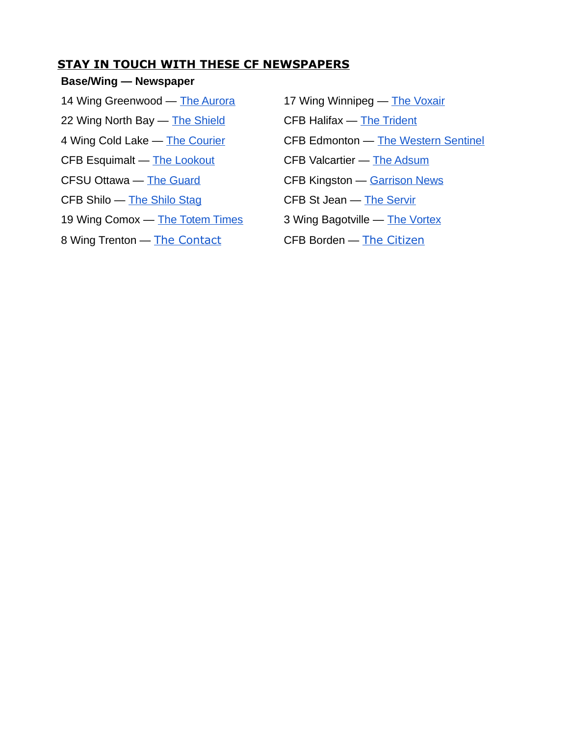## STAY IN TOUCH WITH THESE CF NEWSPAPERS

**Base/Wing — Newspaper**

14 Wing Greenwood — The Aurora

22 Wing North Bay — The Shield

4 Wing Cold Lake — The Courier

CFB Esquimalt — The Lookout

CFSU Ottawa — The Guard

CFB Shilo — The Shilo Stag

19 Wing Comox — The Totem Times

8 Wing Trenton — The Contact

17 Wing Winnipeg — The Voxair

CFB Halifax — The Trident

CFB Edmonton — The Western Sentinel

CFB Valcartier — The Adsum

CFB Kingston — Garrison News

CFB St Jean — The Servir

3 Wing Bagotville — The Vortex

CFB Borden — The Citizen